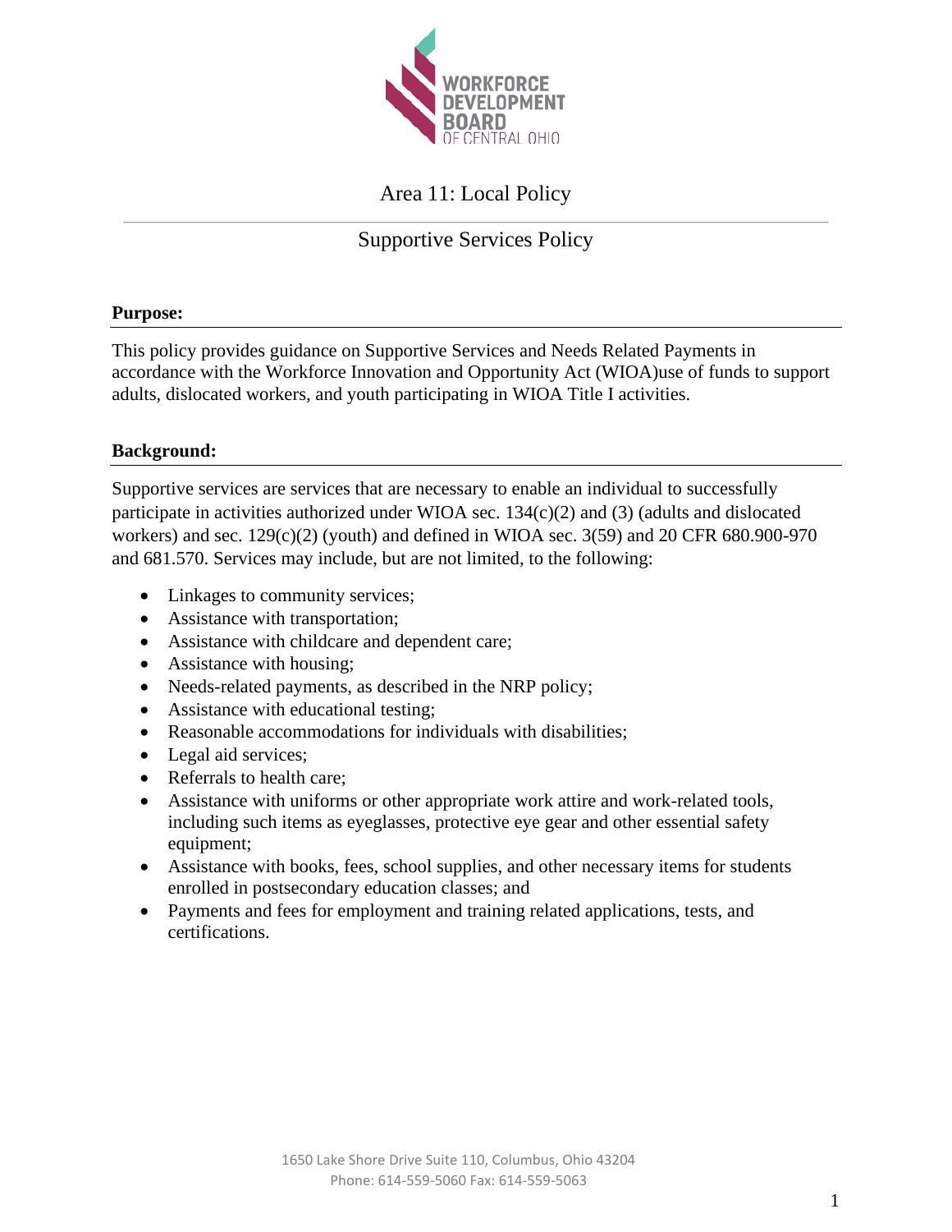WORKFORCE DEVELOPMENT BOARD OF CENTRAL OHIO

# Area 11: Local Policy

## Supportive Services Policy

**Purpose:**

This policy provides guidance on Supportive Services and Needs Related Payments in accordance with the Workforce Innovation and Opportunity Act (WIOA)use of funds to support adults, dislocated workers, and youth participating in WIOA Title I activities.

**Background:**

Supportive services are services that are necessary to enable an individual to successfully participate in activities authorized under WIOA sec. 134(c)(2) and (3) (adults and dislocated workers) and sec. 129(c)(2) (youth) and defined in WIOA sec. 3(59) and 20 CFR 680.900-970 and 681.570. Services may include, but are not limited, to the following:

- Linkages to community services;
- Assistance with transportation;
- Assistance with childcare and dependent care;
- Assistance with housing;
- Needs-related payments, as described in the NRP policy;
- Assistance with educational testing;
- Reasonable accommodations for individuals with disabilities;
- Legal aid services;
- Referrals to health care;
- Assistance with uniforms or other appropriate work attire and work-related tools, including such items as eyeglasses, protective eye gear and other essential safety equipment;
- Assistance with books, fees, school supplies, and other necessary items for students enrolled in postsecondary education classes; and
- Payments and fees for employment and training related applications, tests, and certifications.

1650 Lake Shore Drive Suite 110, Columbus, Ohio 43204
Phone: 614-559-5060 Fax: 614-559-5063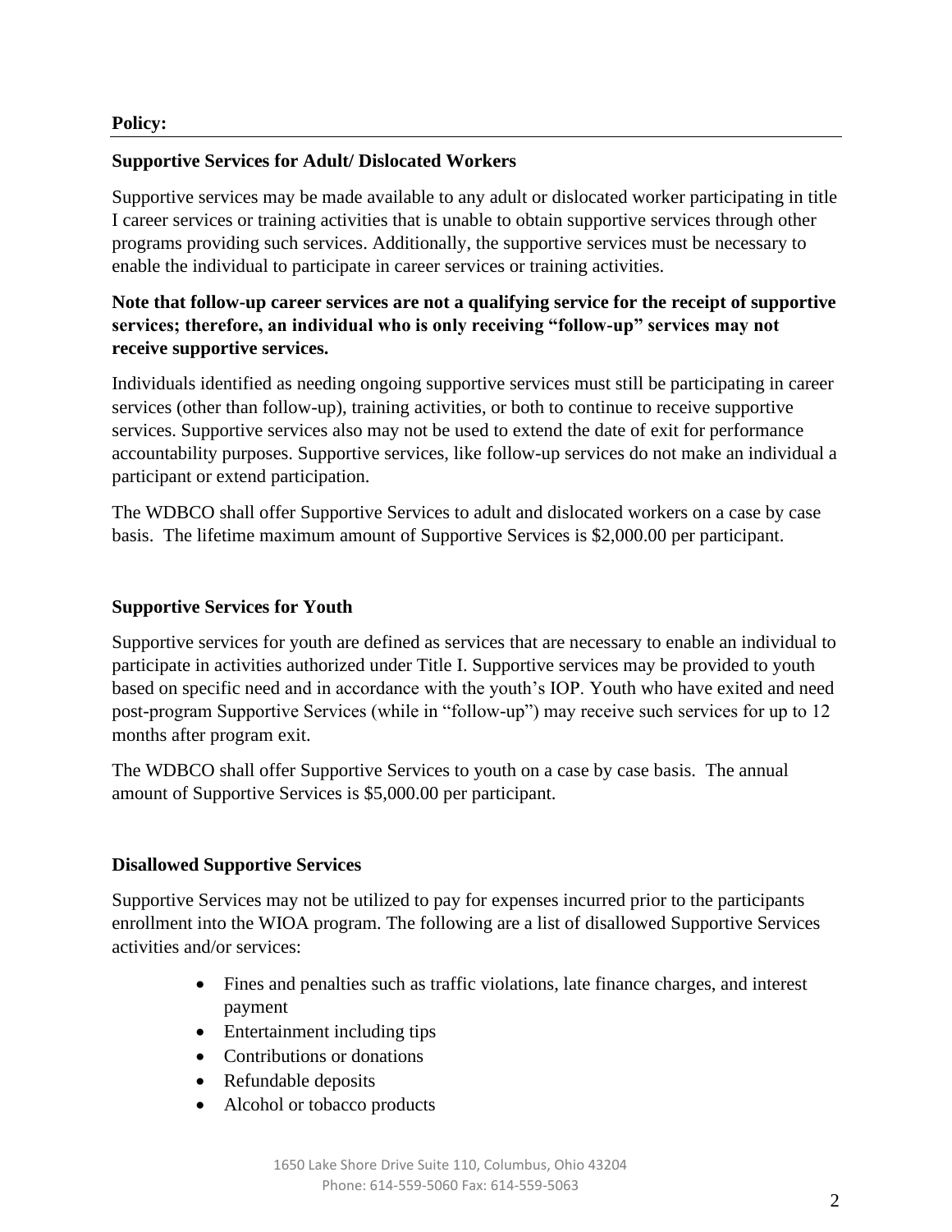**Policy:**

**Supportive Services for Adult/ Dislocated Workers**

Supportive services may be made available to any adult or dislocated worker participating in title I career services or training activities that is unable to obtain supportive services through other programs providing such services. Additionally, the supportive services must be necessary to enable the individual to participate in career services or training activities.

**Note that follow-up career services are not a qualifying service for the receipt of supportive services; therefore, an individual who is only receiving "follow-up" services may not receive supportive services.**

Individuals identified as needing ongoing supportive services must still be participating in career services (other than follow-up), training activities, or both to continue to receive supportive services. Supportive services also may not be used to extend the date of exit for performance accountability purposes. Supportive services, like follow-up services do not make an individual a participant or extend participation.

The WDBCO shall offer Supportive Services to adult and dislocated workers on a case by case basis. The lifetime maximum amount of Supportive Services is $2,000.00 per participant.

**Supportive Services for Youth**

Supportive services for youth are defined as services that are necessary to enable an individual to participate in activities authorized under Title I. Supportive services may be provided to youth based on specific need and in accordance with the youth's IOP. Youth who have exited and need post-program Supportive Services (while in "follow-up") may receive such services for up to 12 months after program exit.

The WDBCO shall offer Supportive Services to youth on a case by case basis. The annual amount of Supportive Services is $5,000.00 per participant.

**Disallowed Supportive Services**

Supportive Services may not be utilized to pay for expenses incurred prior to the participants enrollment into the WIOA program. The following are a list of disallowed Supportive Services activities and/or services:

- Fines and penalties such as traffic violations, late finance charges, and interest payment
- Entertainment including tips
- Contributions or donations
- Refundable deposits
- Alcohol or tobacco products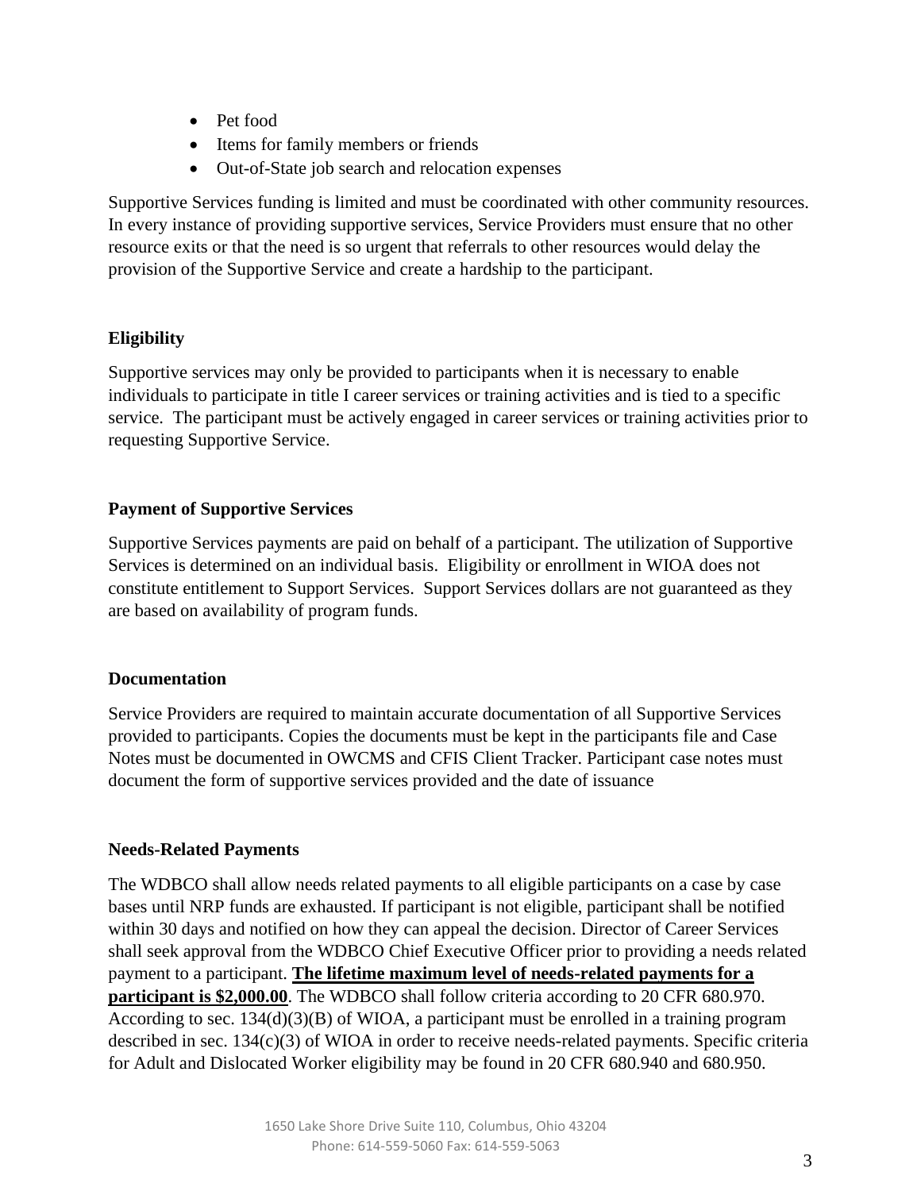- Pet food
- Items for family members or friends
- Out-of-State job search and relocation expenses

Supportive Services funding is limited and must be coordinated with other community resources. In every instance of providing supportive services, Service Providers must ensure that no other resource exits or that the need is so urgent that referrals to other resources would delay the provision of the Supportive Service and create a hardship to the participant.

**Eligibility**

Supportive services may only be provided to participants when it is necessary to enable individuals to participate in title I career services or training activities and is tied to a specific service. The participant must be actively engaged in career services or training activities prior to requesting Supportive Service.

**Payment of Supportive Services**

Supportive Services payments are paid on behalf of a participant. The utilization of Supportive Services is determined on an individual basis. Eligibility or enrollment in WIOA does not constitute entitlement to Support Services. Support Services dollars are not guaranteed as they are based on availability of program funds.

**Documentation**

Service Providers are required to maintain accurate documentation of all Supportive Services provided to participants. Copies the documents must be kept in the participants file and Case Notes must be documented in OWCMS and CFIS Client Tracker. Participant case notes must document the form of supportive services provided and the date of issuance

**Needs-Related Payments**

The WDBCO shall allow needs related payments to all eligible participants on a case by case bases until NRP funds are exhausted. If participant is not eligible, participant shall be notified within 30 days and notified on how they can appeal the decision. Director of Career Services shall seek approval from the WDBCO Chief Executive Officer prior to providing a needs related payment to a participant. **The lifetime maximum level of needs-related payments for a participant is $2,000.00**. The WDBCO shall follow criteria according to 20 CFR 680.970. According to sec. 134(d)(3)(B) of WIOA, a participant must be enrolled in a training program described in sec. 134(c)(3) of WIOA in order to receive needs-related payments. Specific criteria for Adult and Dislocated Worker eligibility may be found in 20 CFR 680.940 and 680.950.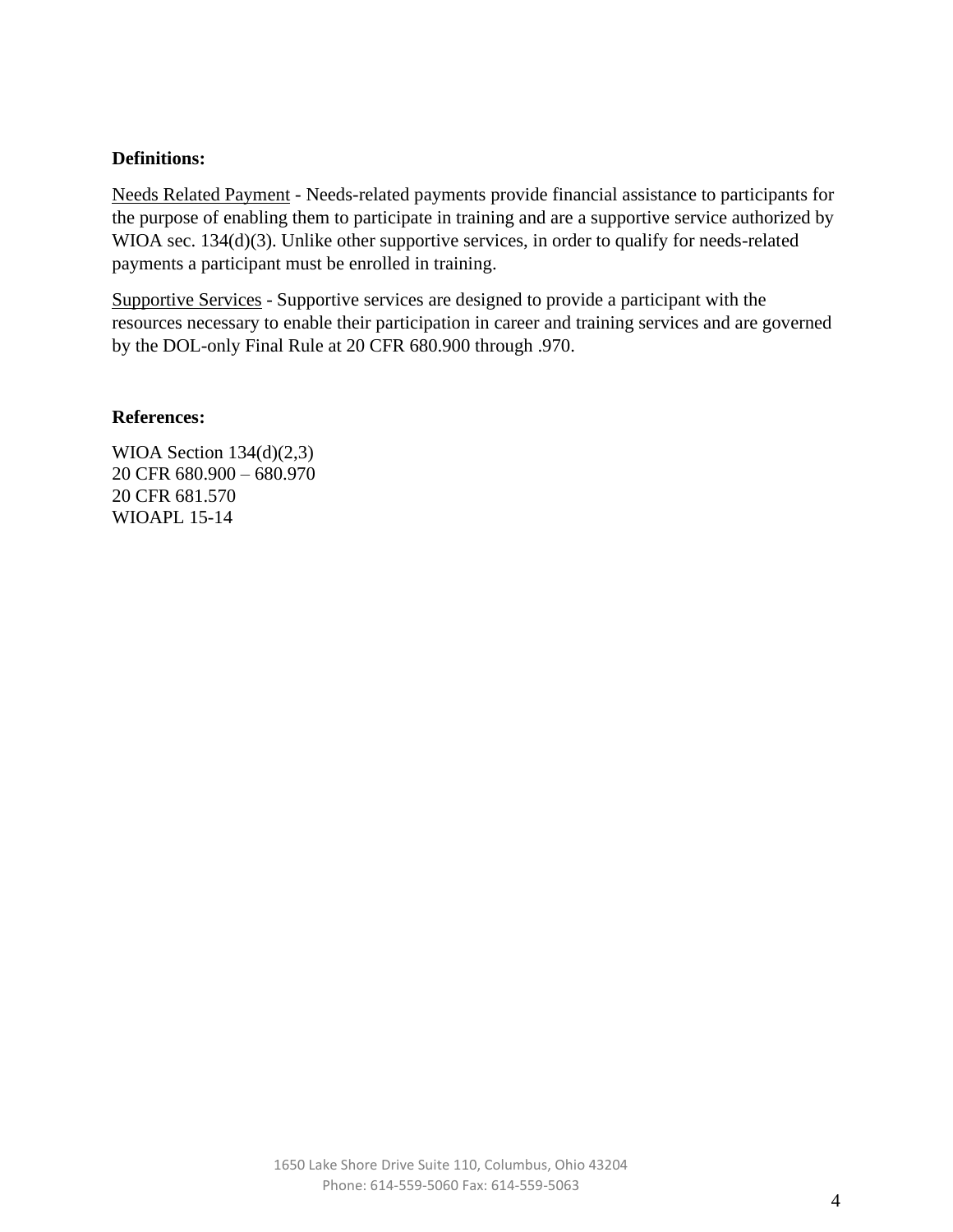**Definitions:**

Needs Related Payment - Needs-related payments provide financial assistance to participants for the purpose of enabling them to participate in training and are a supportive service authorized by WIOA sec. 134(d)(3). Unlike other supportive services, in order to qualify for needs-related payments a participant must be enrolled in training.

Supportive Services - Supportive services are designed to provide a participant with the resources necessary to enable their participation in career and training services and are governed by the DOL-only Final Rule at 20 CFR 680.900 through .970.

**References:**

WIOA Section 134(d)(2,3)
20 CFR 680.900 – 680.970
20 CFR 681.570
WIOAPL 15-14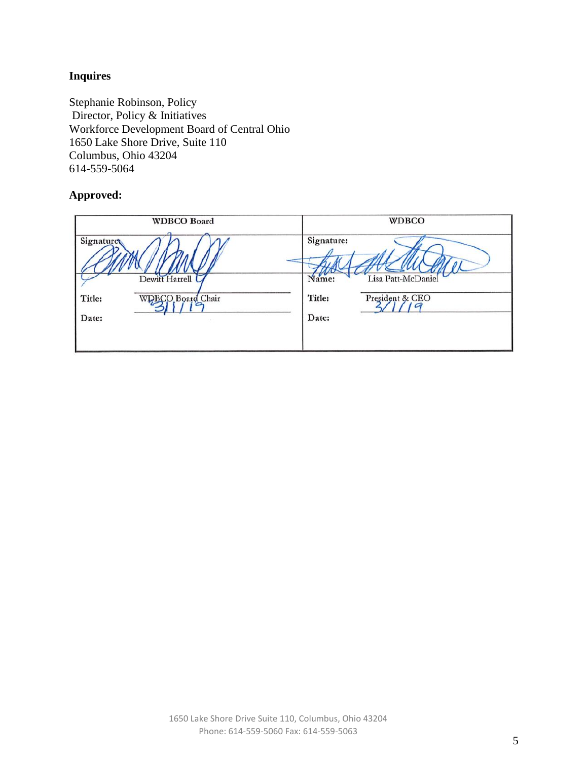**Inquires**

Stephanie Robinson, Policy
Director, Policy & Initiatives
Workforce Development Board of Central Ohio
1650 Lake Shore Drive, Suite 110
Columbus, Ohio 43204
614-559-5064

**Approved:**

| WDBCO Board | | WDBCO | |
|---|---|---|---|
| Signature: | Dewitt Harrell | Signature: | |
| | | Name: | Lisa Patt-McDaniel |
| Title: | WDBCO Board Chair | Title: | President & CEO |
| Date: | 3/1/19 | Date: | 3/1/19 |

1650 Lake Shore Drive Suite 110, Columbus, Ohio 43204
Phone: 614-559-5060 Fax: 614-559-5063